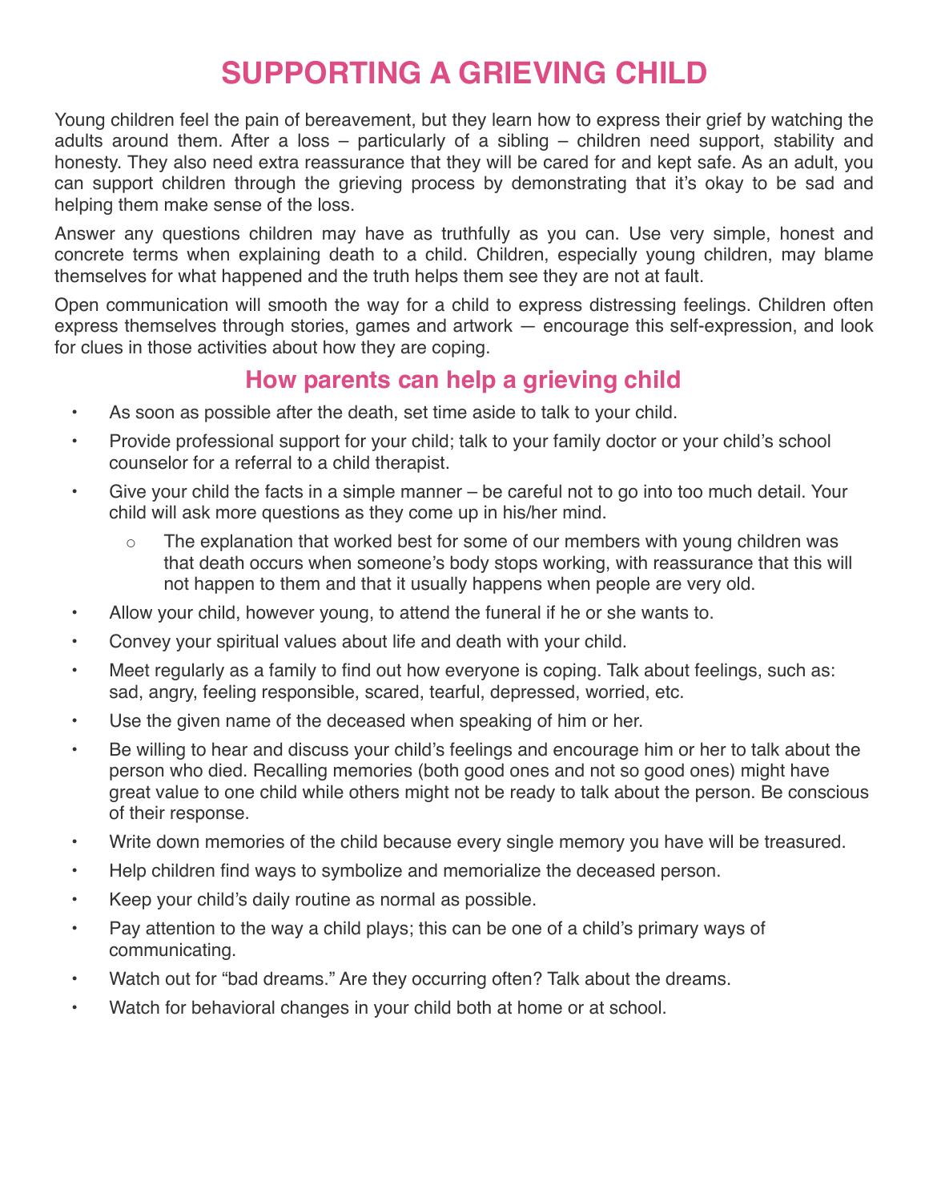# SUPPORTING A GRIEVING CHILD

Young children feel the pain of bereavement, but they learn how to express their grief by watching the adults around them. After a loss – particularly of a sibling – children need support, stability and honesty. They also need extra reassurance that they will be cared for and kept safe. As an adult, you can support children through the grieving process by demonstrating that it's okay to be sad and helping them make sense of the loss.

Answer any questions children may have as truthfully as you can. Use very simple, honest and concrete terms when explaining death to a child. Children, especially young children, may blame themselves for what happened and the truth helps them see they are not at fault.

Open communication will smooth the way for a child to express distressing feelings. Children often express themselves through stories, games and artwork — encourage this self-expression, and look for clues in those activities about how they are coping.

## How parents can help a grieving child

- As soon as possible after the death, set time aside to talk to your child.
- Provide professional support for your child; talk to your family doctor or your child's school counselor for a referral to a child therapist.
- Give your child the facts in a simple manner – be careful not to go into too much detail. Your child will ask more questions as they come up in his/her mind.
  - The explanation that worked best for some of our members with young children was that death occurs when someone's body stops working, with reassurance that this will not happen to them and that it usually happens when people are very old.
- Allow your child, however young, to attend the funeral if he or she wants to.
- Convey your spiritual values about life and death with your child.
- Meet regularly as a family to find out how everyone is coping. Talk about feelings, such as: sad, angry, feeling responsible, scared, tearful, depressed, worried, etc.
- Use the given name of the deceased when speaking of him or her.
- Be willing to hear and discuss your child's feelings and encourage him or her to talk about the person who died. Recalling memories (both good ones and not so good ones) might have great value to one child while others might not be ready to talk about the person. Be conscious of their response.
- Write down memories of the child because every single memory you have will be treasured.
- Help children find ways to symbolize and memorialize the deceased person.
- Keep your child's daily routine as normal as possible.
- Pay attention to the way a child plays; this can be one of a child's primary ways of communicating.
- Watch out for "bad dreams." Are they occurring often? Talk about the dreams.
- Watch for behavioral changes in your child both at home or at school.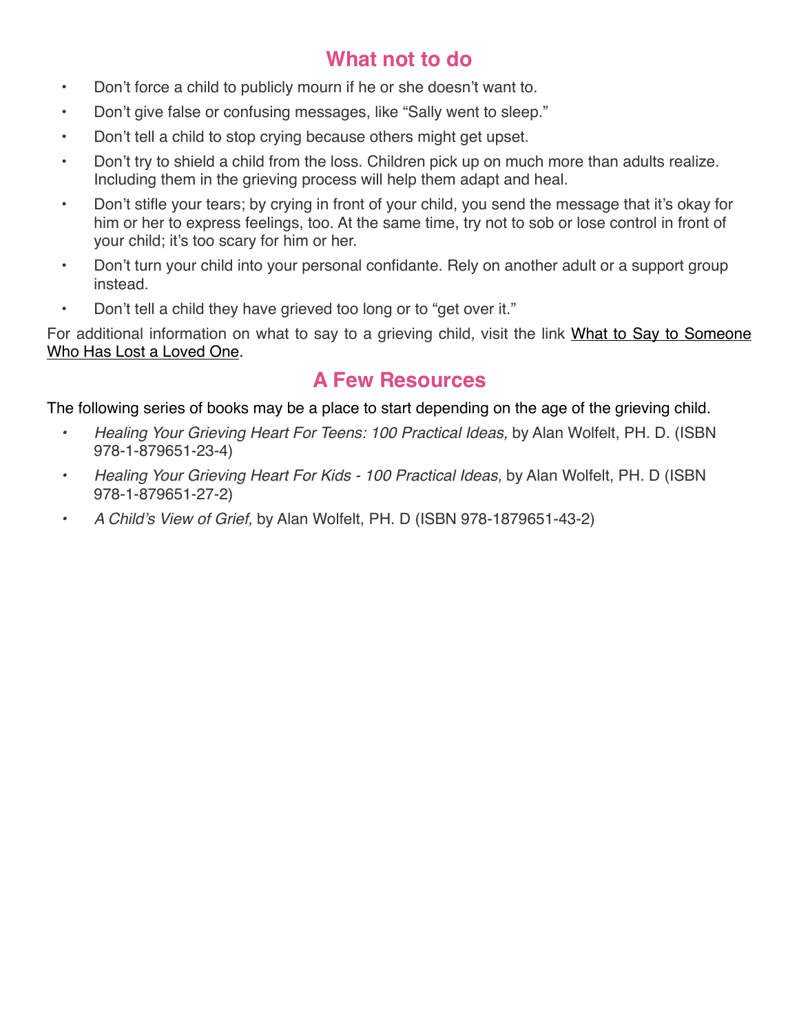## What not to do

- Don't force a child to publicly mourn if he or she doesn't want to.
- Don't give false or confusing messages, like "Sally went to sleep."
- Don't tell a child to stop crying because others might get upset.
- Don't try to shield a child from the loss. Children pick up on much more than adults realize. Including them in the grieving process will help them adapt and heal.
- Don't stifle your tears; by crying in front of your child, you send the message that it's okay for him or her to express feelings, too. At the same time, try not to sob or lose control in front of your child; it's too scary for him or her.
- Don't turn your child into your personal confidante. Rely on another adult or a support group instead.
- Don't tell a child they have grieved too long or to "get over it."

For additional information on what to say to a grieving child, visit the link What to Say to Someone Who Has Lost a Loved One.

## A Few Resources

The following series of books may be a place to start depending on the age of the grieving child.

- *Healing Your Grieving Heart For Teens: 100 Practical Ideas,* by Alan Wolfelt, PH. D. (ISBN 978-1-879651-23-4)
- *Healing Your Grieving Heart For Kids - 100 Practical Ideas,* by Alan Wolfelt, PH. D (ISBN 978-1-879651-27-2)
- *A Child's View of Grief,* by Alan Wolfelt, PH. D (ISBN 978-1879651-43-2)